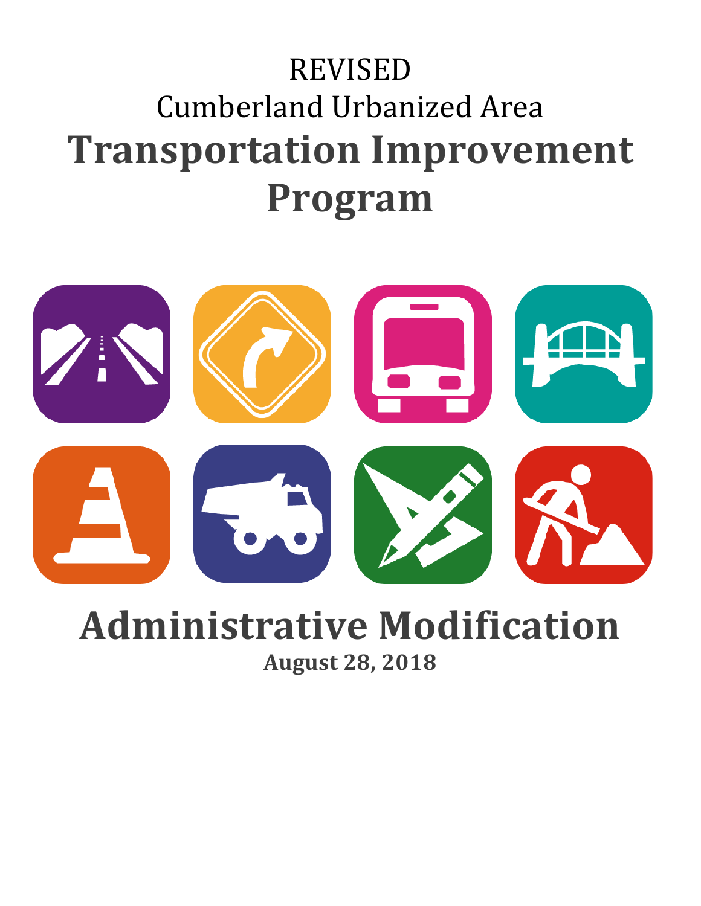REVISED

Cumberland Urbanized Area

# Transportation Improvement Program

# Administrative Modification

**August 28, 2018**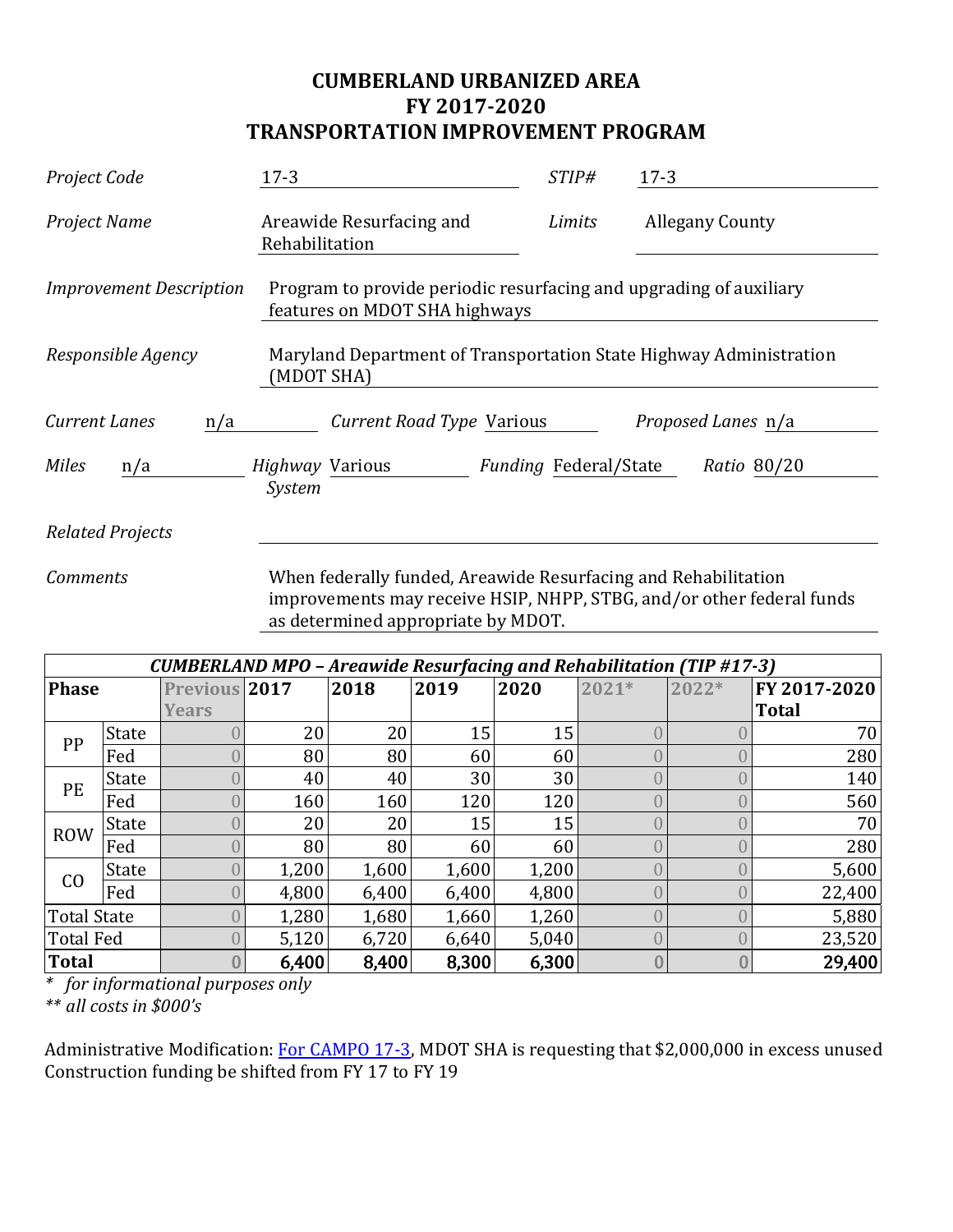# CUMBERLAND URBANIZED AREA
# FY 2017-2020
# TRANSPORTATION IMPROVEMENT PROGRAM

| | | | |
|---|---|---|---|
| *Project Code* | 17-3 | *STIP#* | 17-3 |
| *Project Name* | Areawide Resurfacing and Rehabilitation | *Limits* | Allegany County |
| *Improvement Description* | Program to provide periodic resurfacing and upgrading of auxiliary features on MDOT SHA highways | | |
| *Responsible Agency* | Maryland Department of Transportation State Highway Administration (MDOT SHA) | | |

*Current Lanes* n/a *Current Road Type* Various *Proposed Lanes* n/a

*Miles* n/a *Highway System* Various *Funding* Federal/State *Ratio* 80/20

*Related Projects*

*Comments* When federally funded, Areawide Resurfacing and Rehabilitation improvements may receive HSIP, NHPP, STBG, and/or other federal funds as determined appropriate by MDOT.

| ***CUMBERLAND MPO – Areawide Resurfacing and Rehabilitation (TIP #17-3)*** | | | | | | | | | |
|---|---|---|---|---|---|---|---|---|---|
| **Phase** | | **Previous Years** | **2017** | **2018** | **2019** | **2020** | **2021*** | **2022*** | **FY 2017-2020 Total** |
| PP | State | 0 | 20 | 20 | 15 | 15 | 0 | 0 | 70 |
| | Fed | 0 | 80 | 80 | 60 | 60 | 0 | 0 | 280 |
| PE | State | 0 | 40 | 40 | 30 | 30 | 0 | 0 | 140 |
| | Fed | 0 | 160 | 160 | 120 | 120 | 0 | 0 | 560 |
| ROW | State | 0 | 20 | 20 | 15 | 15 | 0 | 0 | 70 |
| | Fed | 0 | 80 | 80 | 60 | 60 | 0 | 0 | 280 |
| CO | State | 0 | 1,200 | 1,600 | 1,600 | 1,200 | 0 | 0 | 5,600 |
| | Fed | 0 | 4,800 | 6,400 | 6,400 | 4,800 | 0 | 0 | 22,400 |
| Total State | | 0 | 1,280 | 1,680 | 1,660 | 1,260 | 0 | 0 | 5,880 |
| Total Fed | | 0 | 5,120 | 6,720 | 6,640 | 5,040 | 0 | 0 | 23,520 |
| **Total** | | **0** | **6,400** | **8,400** | **8,300** | **6,300** | **0** | **0** | **29,400** |

\* *for informational purposes only*

** *all costs in $000's*

Administrative Modification: For CAMPO 17-3, MDOT SHA is requesting that $2,000,000 in excess unused Construction funding be shifted from FY 17 to FY 19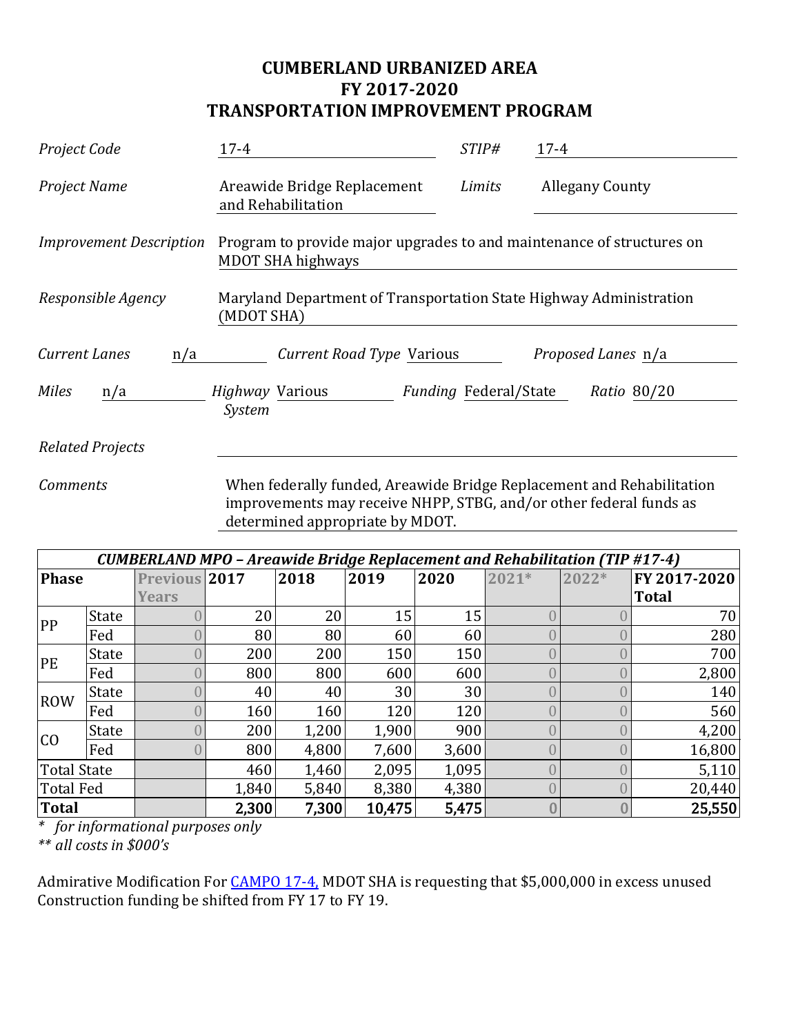# CUMBERLAND URBANIZED AREA
# FY 2017-2020
# TRANSPORTATION IMPROVEMENT PROGRAM

| | | | |
|---|---|---|---|
| *Project Code* | 17-4 | *STIP#* | 17-4 |
| *Project Name* | Areawide Bridge Replacement and Rehabilitation | *Limits* | Allegany County |
| *Improvement Description* | Program to provide major upgrades to and maintenance of structures on MDOT SHA highways | | |
| *Responsible Agency* | Maryland Department of Transportation State Highway Administration (MDOT SHA) | | |

*Current Lanes* n/a *Current Road Type* Various *Proposed Lanes* n/a

*Miles* n/a *Highway System* Various *Funding* Federal/State *Ratio* 80/20

*Related Projects*

*Comments* When federally funded, Areawide Bridge Replacement and Rehabilitation improvements may receive NHPP, STBG, and/or other federal funds as determined appropriate by MDOT.

| *CUMBERLAND MPO – Areawide Bridge Replacement and Rehabilitation (TIP #17-4)* | | | | | | | | | |
|---|---|---|---|---|---|---|---|---|---|
| **Phase** | | **Previous Years** | **2017** | **2018** | **2019** | **2020** | **2021*** | **2022*** | **FY 2017-2020 Total** |
| PP | State | 0 | 20 | 20 | 15 | 15 | 0 | 0 | 70 |
| | Fed | 0 | 80 | 80 | 60 | 60 | 0 | 0 | 280 |
| PE | State | 0 | 200 | 200 | 150 | 150 | 0 | 0 | 700 |
| | Fed | 0 | 800 | 800 | 600 | 600 | 0 | 0 | 2,800 |
| ROW | State | 0 | 40 | 40 | 30 | 30 | 0 | 0 | 140 |
| | Fed | 0 | 160 | 160 | 120 | 120 | 0 | 0 | 560 |
| CO | State | 0 | 200 | 1,200 | 1,900 | 900 | 0 | 0 | 4,200 |
| | Fed | 0 | 800 | 4,800 | 7,600 | 3,600 | 0 | 0 | 16,800 |
| Total State | | | 460 | 1,460 | 2,095 | 1,095 | 0 | 0 | 5,110 |
| Total Fed | | | 1,840 | 5,840 | 8,380 | 4,380 | 0 | 0 | 20,440 |
| **Total** | | | **2,300** | **7,300** | **10,475** | **5,475** | **0** | **0** | **25,550** |

*\* for informational purposes only*
*\*\* all costs in $000's*

Admirative Modification For CAMPO 17-4, MDOT SHA is requesting that $5,000,000 in excess unused Construction funding be shifted from FY 17 to FY 19.